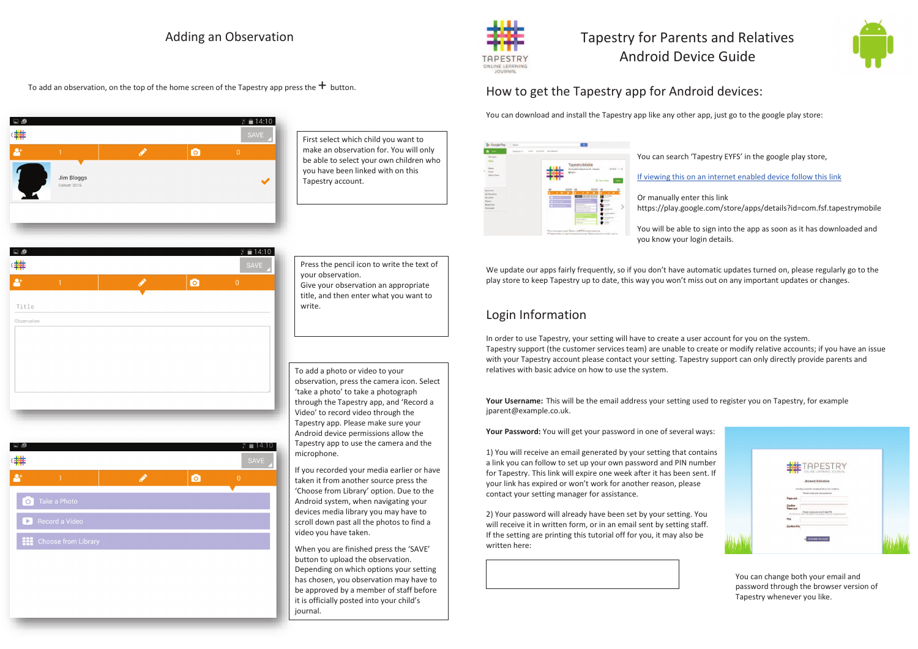# Tapestry for Parents and Relatives Android Device Guide

## How to get the Tapestry app for Android devices:

You can download and install the Tapestry app like any other app, just go to the google play store:

You can search 'Tapestry EYFS' in the google play store,

If viewing this on an internet enabled device follow this link

Or manually enter this link https://play.google.com/store/apps/details?id=com.fsf.tapestrymobile

You will be able to sign into the app as soon as it has downloaded and you know your login details.

We update our apps fairly frequently, so if you don't have automatic updates turned on, please regularly go to the play store to keep Tapestry up to date, this way you won't miss out on any important updates or changes.

## Login Information

In order to use Tapestry, your setting will have to create a user account for you on the system. Tapestry support (the customer services team) are unable to create or modify relative accounts; if you have an issue with your Tapestry account please contact your setting. Tapestry support can only directly provide parents and relatives with basic advice on how to use the system.

**Your Username:** This will be the email address your setting used to register you on Tapestry, for example jparent@example.co.uk.

**Your Password:** You will get your password in one of several ways:

1) You will receive an email generated by your setting that contains a link you can follow to set up your own password and PIN number for Tapestry. This link will expire one week after it has been sent. If your link has expired or won't work for another reason, please contact your setting manager for assistance.

2) Your password will already have been set by your setting. You will receive it in written form, or in an email sent by setting staff. If the setting are printing this tutorial off for you, it may also be written here:

You can change both your email and password through the browser version of Tapestry whenever you like.

## Adding an Observation

To add an observation, on the top of the home screen of the Tapestry app press the + button.

First select which child you want to make an observation for. You will only be able to select your own children who you have been linked with on this Tapestry account.

Press the pencil icon to write the text of your observation.
Give your observation an appropriate title, and then enter what you want to write.

To add a photo or video to your observation, press the camera icon. Select 'take a photo' to take a photograph through the Tapestry app, and 'Record a Video' to record video through the Tapestry app. Please make sure your Android device permissions allow the Tapestry app to use the camera and the microphone.

If you recorded your media earlier or have taken it from another source press the 'Choose from Library' option. Due to the Android system, when navigating your devices media library you may have to scroll down past all the photos to find a video you have taken.

When you are finished press the 'SAVE' button to upload the observation. Depending on which options your setting has chosen, you observation may have to be approved by a member of staff before it is officially posted into your child's journal.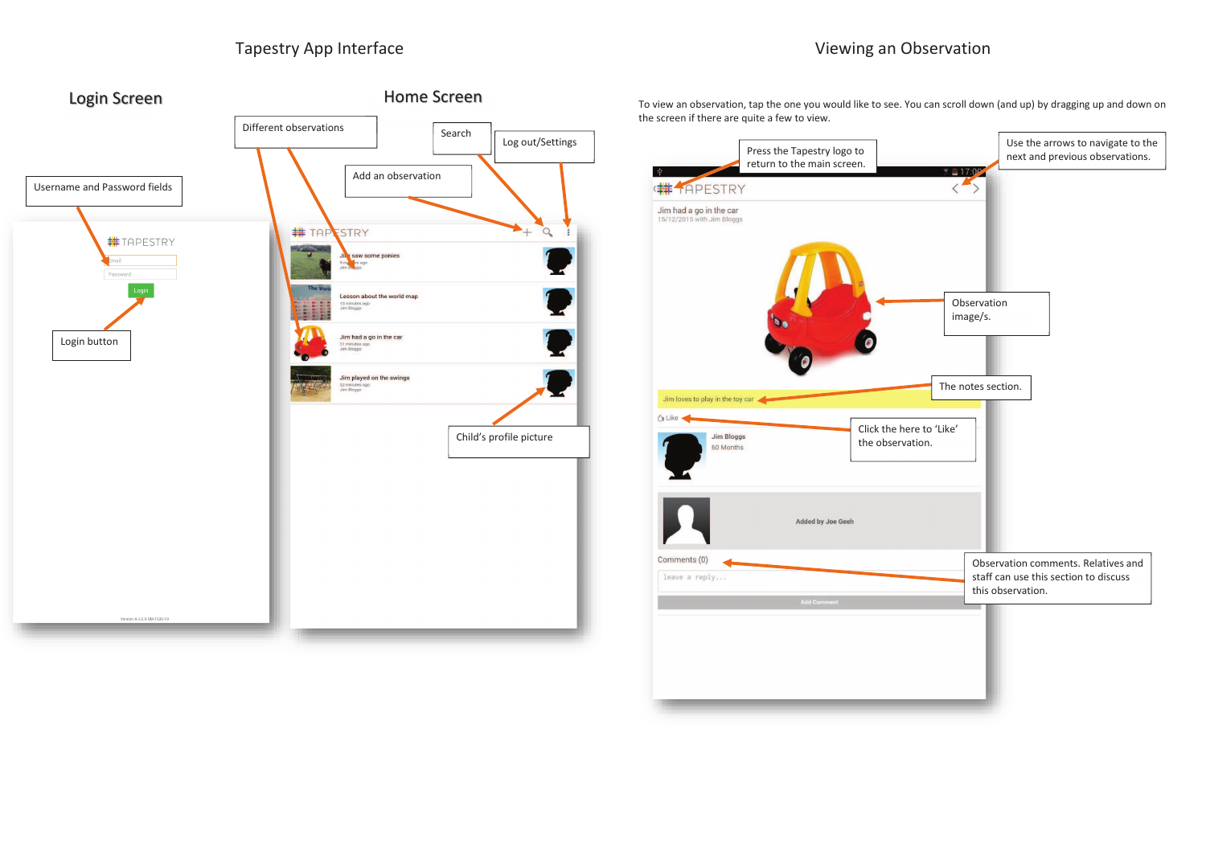# Tapestry App Interface

## Login Screen

Username and Password fields

Login button

## Home Screen

Different observations

Search

Log out/Settings

Add an observation

Child's profile picture

# Viewing an Observation

To view an observation, tap the one you would like to see. You can scroll down (and up) by dragging up and down on the screen if there are quite a few to view.

Press the Tapestry logo to return to the main screen.

Use the arrows to navigate to the next and previous observations.

Observation image/s.

The notes section.

Click the here to 'Like' the observation.

Observation comments. Relatives and staff can use this section to discuss this observation.